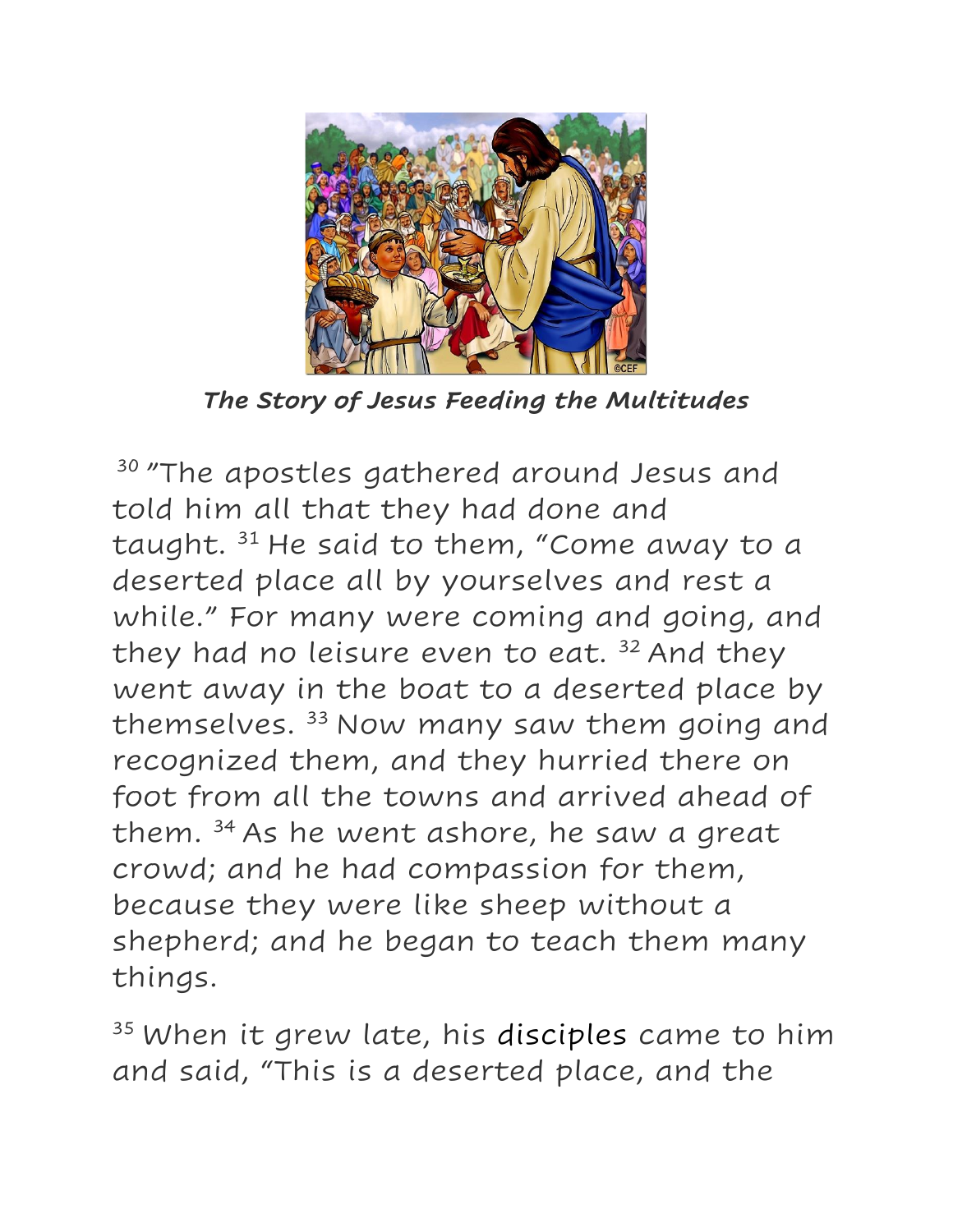***The Story of Jesus Feeding the Multitudes***

[30] "The apostles gathered around Jesus and told him all that they had done and taught. [31] He said to them, "Come away to a deserted place all by yourselves and rest a while." For many were coming and going, and they had no leisure even to eat. [32] And they went away in the boat to a deserted place by themselves. [33] Now many saw them going and recognized them, and they hurried there on foot from all the towns and arrived ahead of them. [34] As he went ashore, he saw a great crowd; and he had compassion for them, because they were like sheep without a shepherd; and he began to teach them many things.

[35] When it grew late, his disciples came to him and said, "This is a deserted place, and the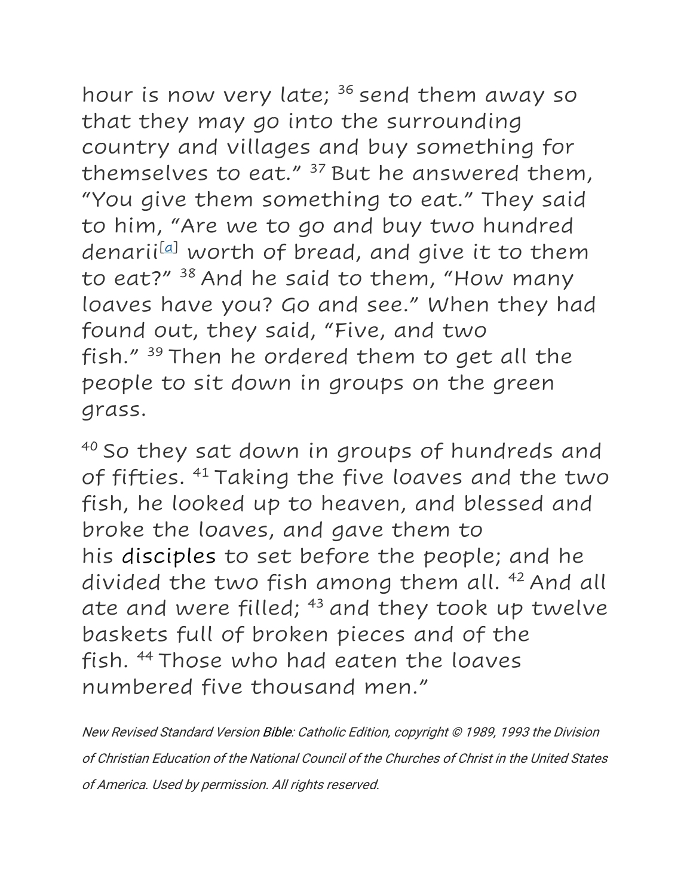hour is now very late; [36] send them away so that they may go into the surrounding country and villages and buy something for themselves to eat." [37] But he answered them, "You give them something to eat." They said to him, "Are we to go and buy two hundred denarii[a] worth of bread, and give it to them to eat?" [38] And he said to them, "How many loaves have you? Go and see." When they had found out, they said, "Five, and two fish." [39] Then he ordered them to get all the people to sit down in groups on the green grass.

[40] So they sat down in groups of hundreds and of fifties. [41] Taking the five loaves and the two fish, he looked up to heaven, and blessed and broke the loaves, and gave them to his disciples to set before the people; and he divided the two fish among them all. [42] And all ate and were filled; [43] and they took up twelve baskets full of broken pieces and of the fish. [44] Those who had eaten the loaves numbered five thousand men."

*New Revised Standard Version Bible: Catholic Edition, copyright © 1989, 1993 the Division of Christian Education of the National Council of the Churches of Christ in the United States of America. Used by permission. All rights reserved.*